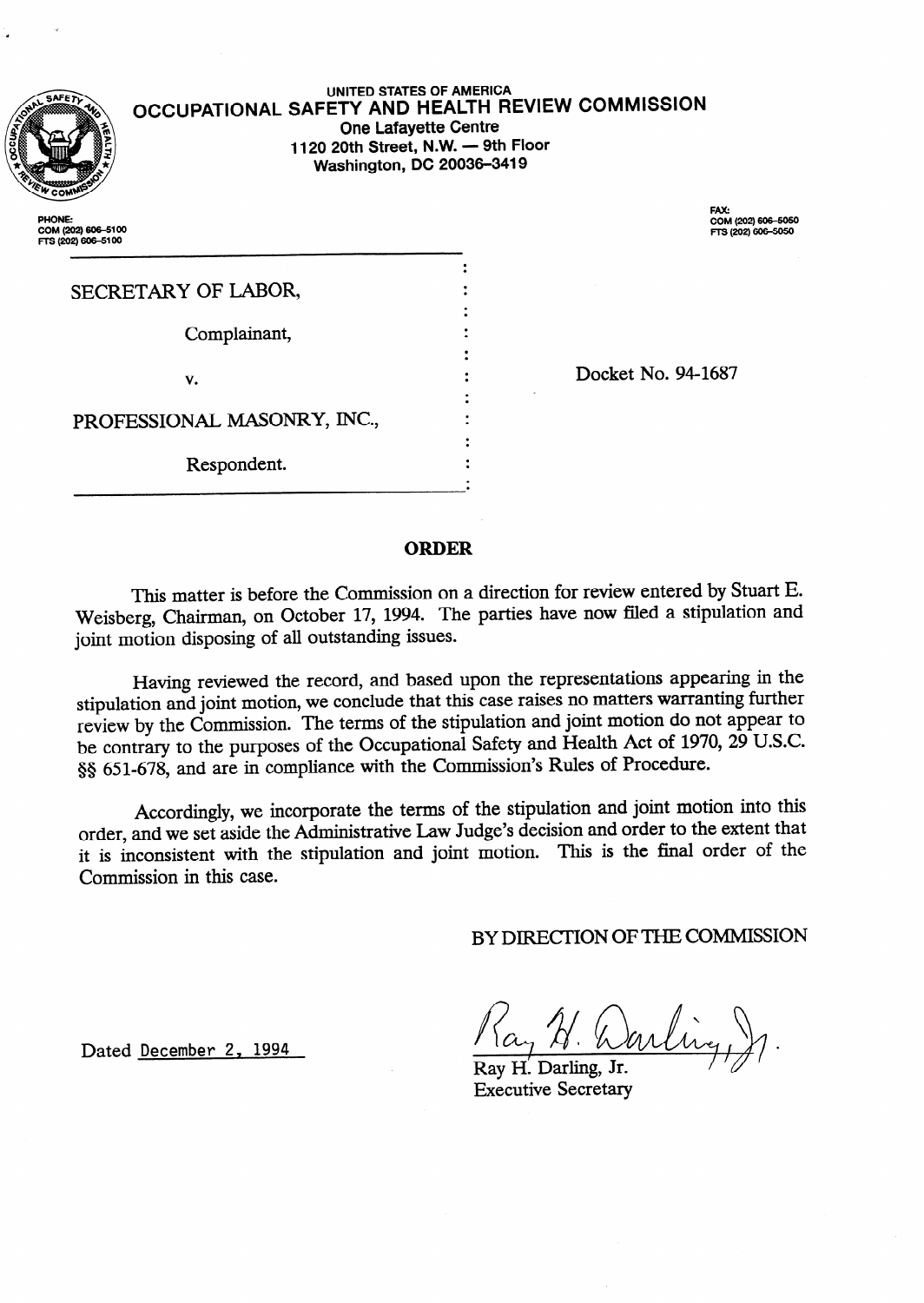UNITED STATES OF AMERICA

# OCCUPATIONAL SAFETY AND HEALTH REVIEW COMMISSION

One Lafayette Centre
1120 20th Street, N.W. — 9th Floor
Washington, DC 20036-3419

PHONE:
COM (202) 606-5100
FTS (202) 606-5100

FAX:
COM (202) 606-5050
FTS (202) 606-5050

SECRETARY OF LABOR,

Complainant,

v.

PROFESSIONAL MASONRY, INC.,

Respondent.

Docket No. 94-1687

## ORDER

This matter is before the Commission on a direction for review entered by Stuart E. Weisberg, Chairman, on October 17, 1994. The parties have now filed a stipulation and joint motion disposing of all outstanding issues.

Having reviewed the record, and based upon the representations appearing in the stipulation and joint motion, we conclude that this case raises no matters warranting further review by the Commission. The terms of the stipulation and joint motion do not appear to be contrary to the purposes of the Occupational Safety and Health Act of 1970, 29 U.S.C. §§ 651-678, and are in compliance with the Commission's Rules of Procedure.

Accordingly, we incorporate the terms of the stipulation and joint motion into this order, and we set aside the Administrative Law Judge's decision and order to the extent that it is inconsistent with the stipulation and joint motion. This is the final order of the Commission in this case.

BY DIRECTION OF THE COMMISSION

Dated December 2, 1994

Ray H. Darling, Jr.
Executive Secretary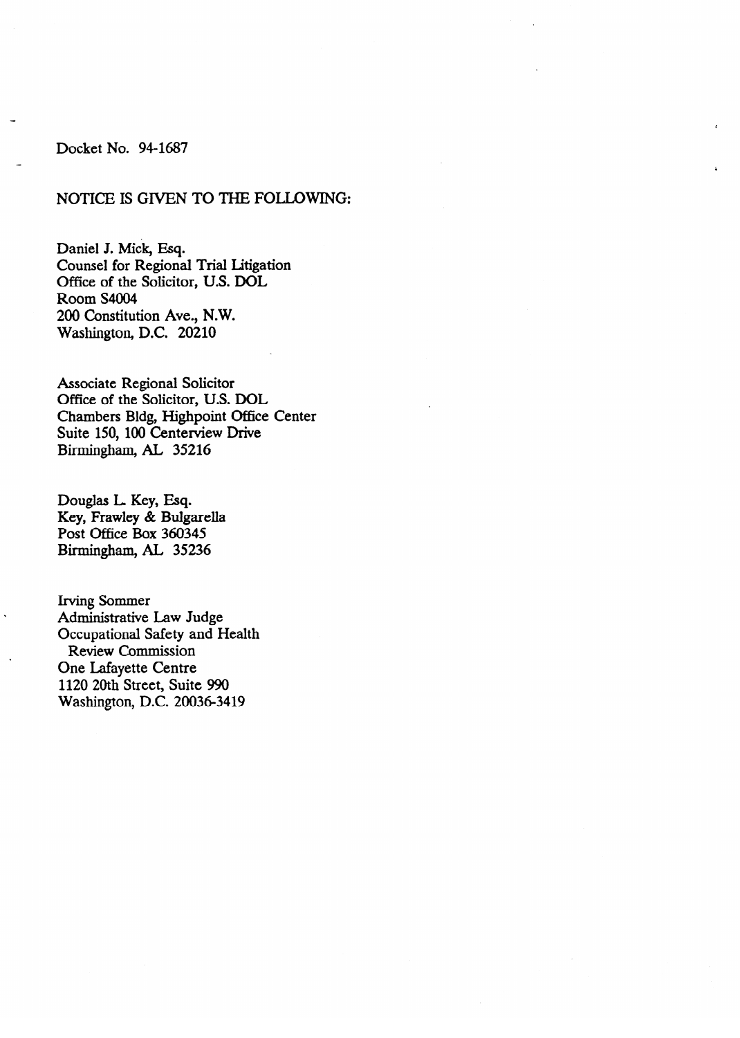Docket No. 94-1687

NOTICE IS GIVEN TO THE FOLLOWING:

Daniel J. Mick, Esq.
Counsel for Regional Trial Litigation
Office of the Solicitor, U.S. DOL
Room S4004
200 Constitution Ave., N.W.
Washington, D.C. 20210

Associate Regional Solicitor
Office of the Solicitor, U.S. DOL
Chambers Bldg, Highpoint Office Center
Suite 150, 100 Centerview Drive
Birmingham, AL 35216

Douglas L. Key, Esq.
Key, Frawley & Bulgarella
Post Office Box 360345
Birmingham, AL 35236

Irving Sommer
Administrative Law Judge
Occupational Safety and Health
Review Commission
One Lafayette Centre
1120 20th Street, Suite 990
Washington, D.C. 20036-3419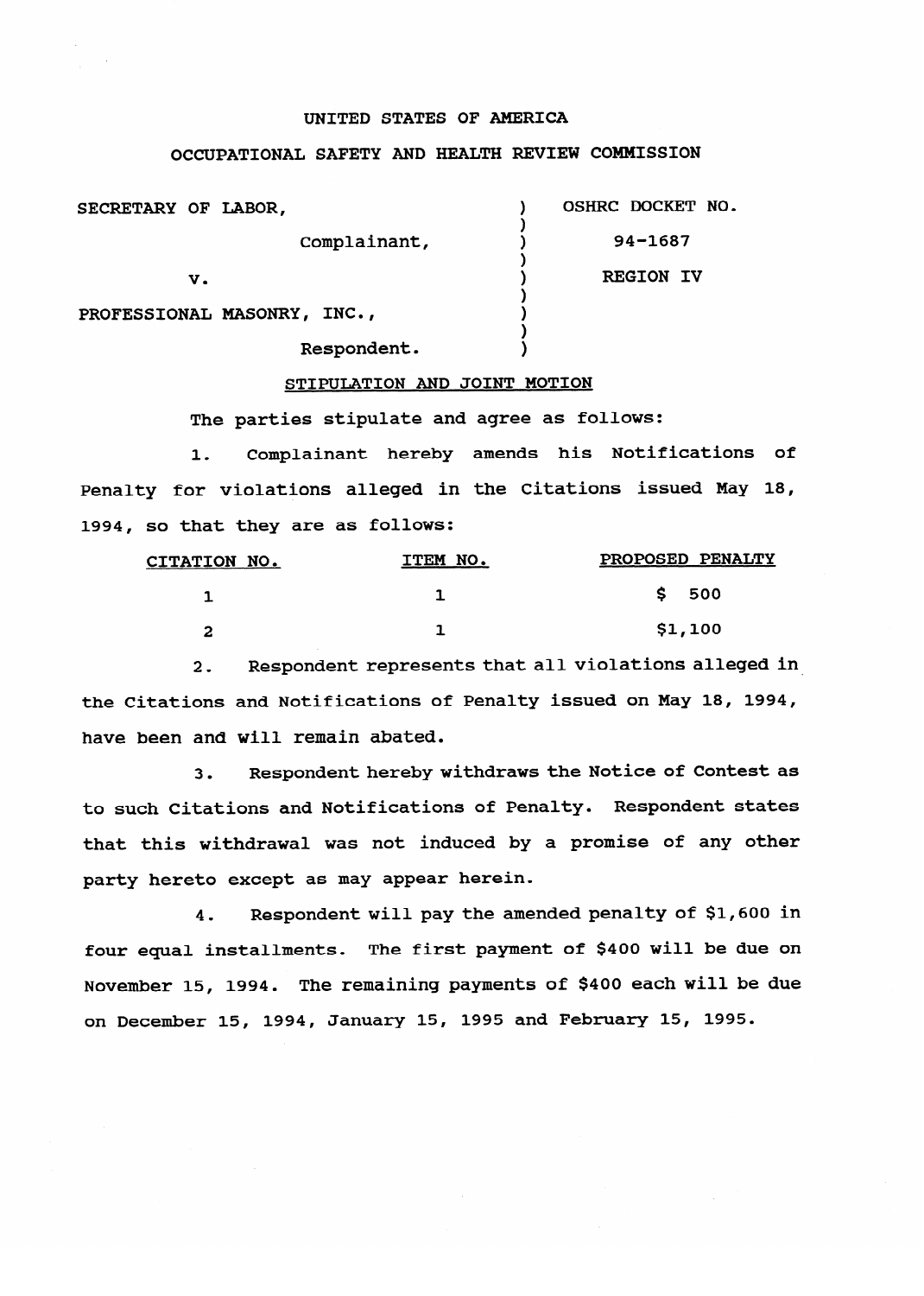UNITED STATES OF AMERICA

OCCUPATIONAL SAFETY AND HEALTH REVIEW COMMISSION

| | | |
|---|---|---|
| SECRETARY OF LABOR, | ) | OSHRC DOCKET NO. |
| Complainant, | ) | 94-1687 |
| v. | ) | REGION IV |
| PROFESSIONAL MASONRY, INC., | ) | |
| Respondent. | ) | |

STIPULATION AND JOINT MOTION

The parties stipulate and agree as follows:

1. Complainant hereby amends his Notifications of Penalty for violations alleged in the Citations issued May 18, 1994, so that they are as follows:

| CITATION NO. | ITEM NO. | PROPOSED PENALTY |
|---|---|---|
| 1 | 1 | $ 500 |
| 2 | 1 | $1,100 |

2. Respondent represents that all violations alleged in the Citations and Notifications of Penalty issued on May 18, 1994, have been and will remain abated.

3. Respondent hereby withdraws the Notice of Contest as to such Citations and Notifications of Penalty. Respondent states that this withdrawal was not induced by a promise of any other party hereto except as may appear herein.

4. Respondent will pay the amended penalty of $1,600 in four equal installments. The first payment of $400 will be due on November 15, 1994. The remaining payments of $400 each will be due on December 15, 1994, January 15, 1995 and February 15, 1995.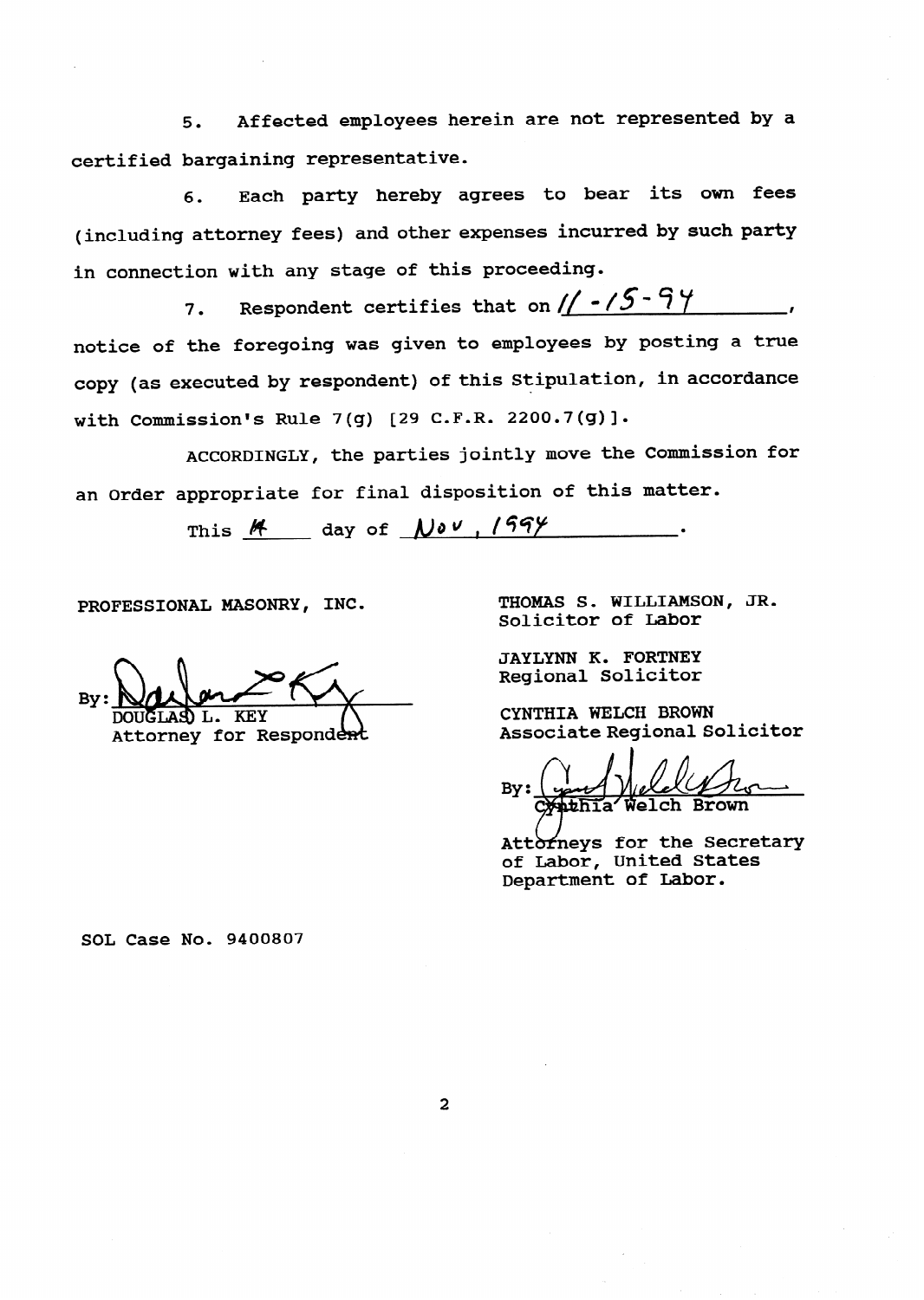5. Affected employees herein are not represented by a certified bargaining representative.

6. Each party hereby agrees to bear its own fees (including attorney fees) and other expenses incurred by such party in connection with any stage of this proceeding.

7. Respondent certifies that on 11-15-94, notice of the foregoing was given to employees by posting a true copy (as executed by respondent) of this Stipulation, in accordance with Commission's Rule 7(g) [29 C.F.R. 2200.7(g)].

ACCORDINGLY, the parties jointly move the Commission for an Order appropriate for final disposition of this matter.

This 14 day of Nov, 1994.

PROFESSIONAL MASONRY, INC.

By: 
DOUGLAS L. KEY
Attorney for Respondent

THOMAS S. WILLIAMSON, JR.
Solicitor of Labor

JAYLYNN K. FORTNEY
Regional Solicitor

CYNTHIA WELCH BROWN
Associate Regional Solicitor

By: 
Cynthia Welch Brown

Attorneys for the Secretary of Labor, United States Department of Labor.

SOL Case No. 9400807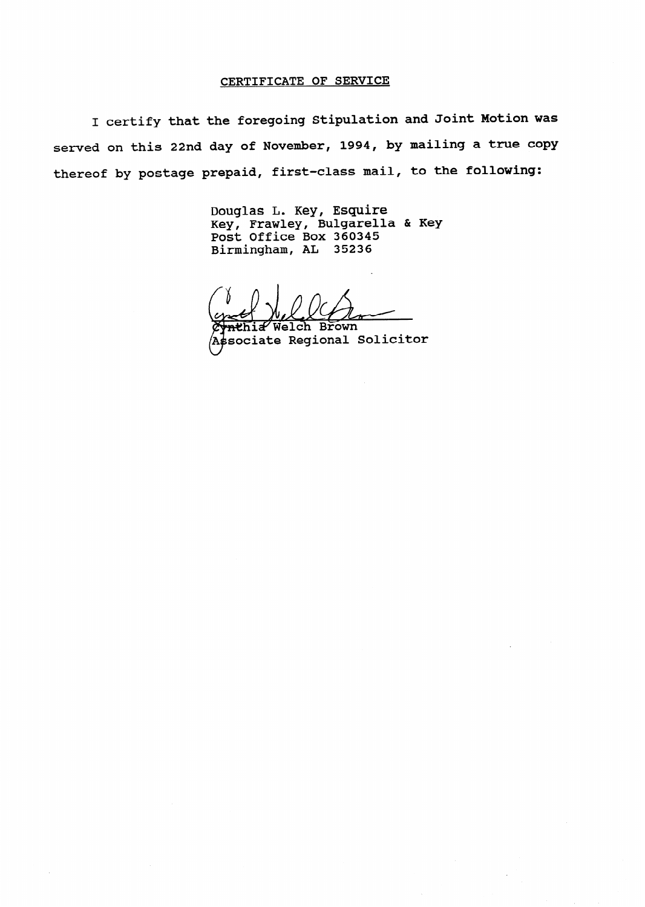# CERTIFICATE OF SERVICE

I certify that the foregoing Stipulation and Joint Motion was served on this 22nd day of November, 1994, by mailing a true copy thereof by postage prepaid, first-class mail, to the following:

Douglas L. Key, Esquire
Key, Frawley, Bulgarella & Key
Post Office Box 360345
Birmingham, AL 35236

Cynthia Welch Brown
Associate Regional Solicitor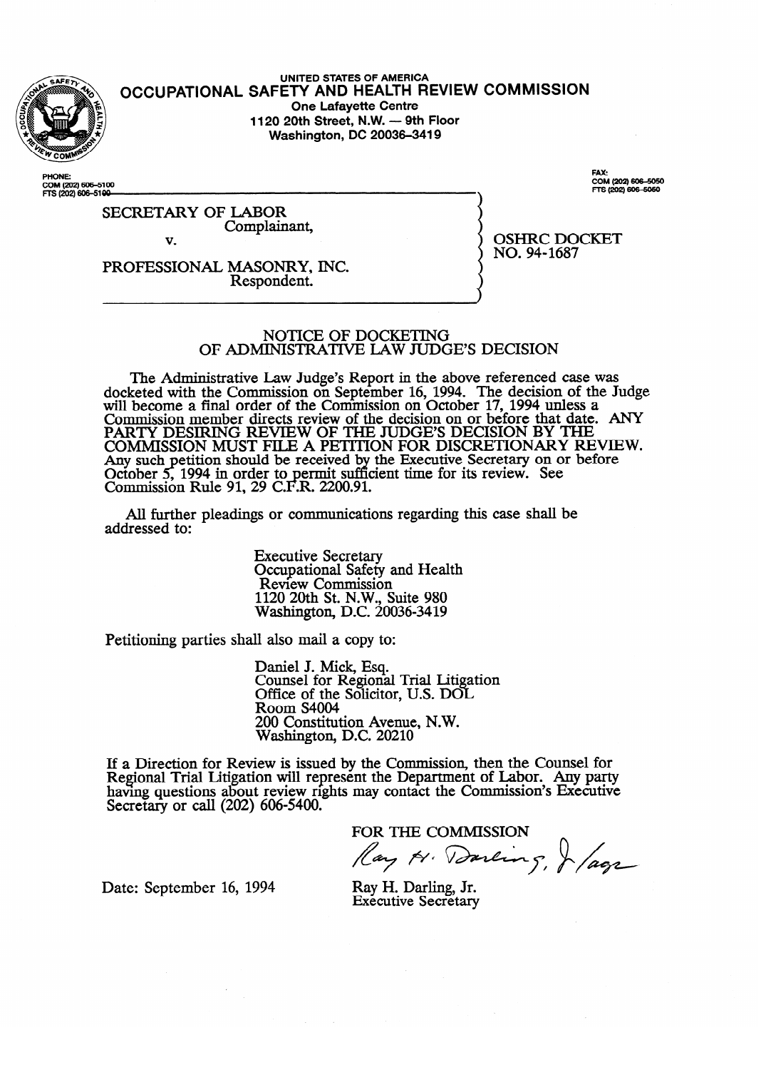UNITED STATES OF AMERICA

# OCCUPATIONAL SAFETY AND HEALTH REVIEW COMMISSION

One Lafayette Centre
1120 20th Street, N.W. — 9th Floor
Washington, DC 20036-3419

PHONE:
COM (202) 606-5100
FTS (202) 606-5100

FAX:
COM (202) 606-5050
FTS (202) 606-5050

SECRETARY OF LABOR
Complainant,

v.

PROFESSIONAL MASONRY, INC.
Respondent.

OSHRC DOCKET
NO. 94-1687

## NOTICE OF DOCKETING OF ADMINISTRATIVE LAW JUDGE'S DECISION

The Administrative Law Judge's Report in the above referenced case was docketed with the Commission on September 16, 1994. The decision of the Judge will become a final order of the Commission on October 17, 1994 unless a Commission member directs review of the decision on or before that date. ANY PARTY DESIRING REVIEW OF THE JUDGE'S DECISION BY THE COMMISSION MUST FILE A PETITION FOR DISCRETIONARY REVIEW. Any such petition should be received by the Executive Secretary on or before October 5, 1994 in order to permit sufficient time for its review. See Commission Rule 91, 29 C.F.R. 2200.91.

All further pleadings or communications regarding this case shall be addressed to:

Executive Secretary
Occupational Safety and Health Review Commission
1120 20th St. N.W., Suite 980
Washington, D.C. 20036-3419

Petitioning parties shall also mail a copy to:

Daniel J. Mick, Esq.
Counsel for Regional Trial Litigation
Office of the Solicitor, U.S. DOL
Room S4004
200 Constitution Avenue, N.W.
Washington, D.C. 20210

If a Direction for Review is issued by the Commission, then the Counsel for Regional Trial Litigation will represent the Department of Labor. Any party having questions about review rights may contact the Commission's Executive Secretary or call (202) 606-5400.

FOR THE COMMISSION

Ray H. Darling, Jr. /agr

Date: September 16, 1994

Ray H. Darling, Jr.
Executive Secretary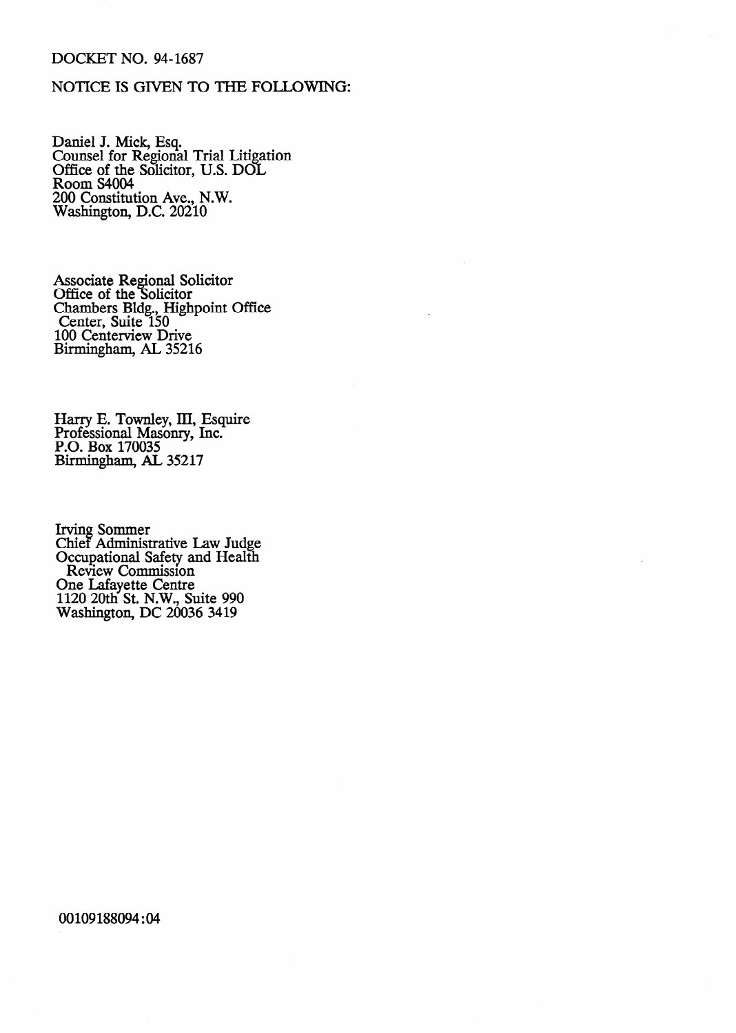DOCKET NO. 94-1687

NOTICE IS GIVEN TO THE FOLLOWING:

Daniel J. Mick, Esq.  
Counsel for Regional Trial Litigation  
Office of the Solicitor, U.S. DOL  
Room S4004  
200 Constitution Ave., N.W.  
Washington, D.C. 20210

Associate Regional Solicitor  
Office of the Solicitor  
Chambers Bldg., Highpoint Office  
Center, Suite 150  
100 Centerview Drive  
Birmingham, AL 35216

Harry E. Townley, III, Esquire  
Professional Masonry, Inc.  
P.O. Box 170035  
Birmingham, AL 35217

Irving Sommer  
Chief Administrative Law Judge  
Occupational Safety and Health  
Review Commission  
One Lafayette Centre  
1120 20th St. N.W., Suite 990  
Washington, DC 20036 3419

00109188094:04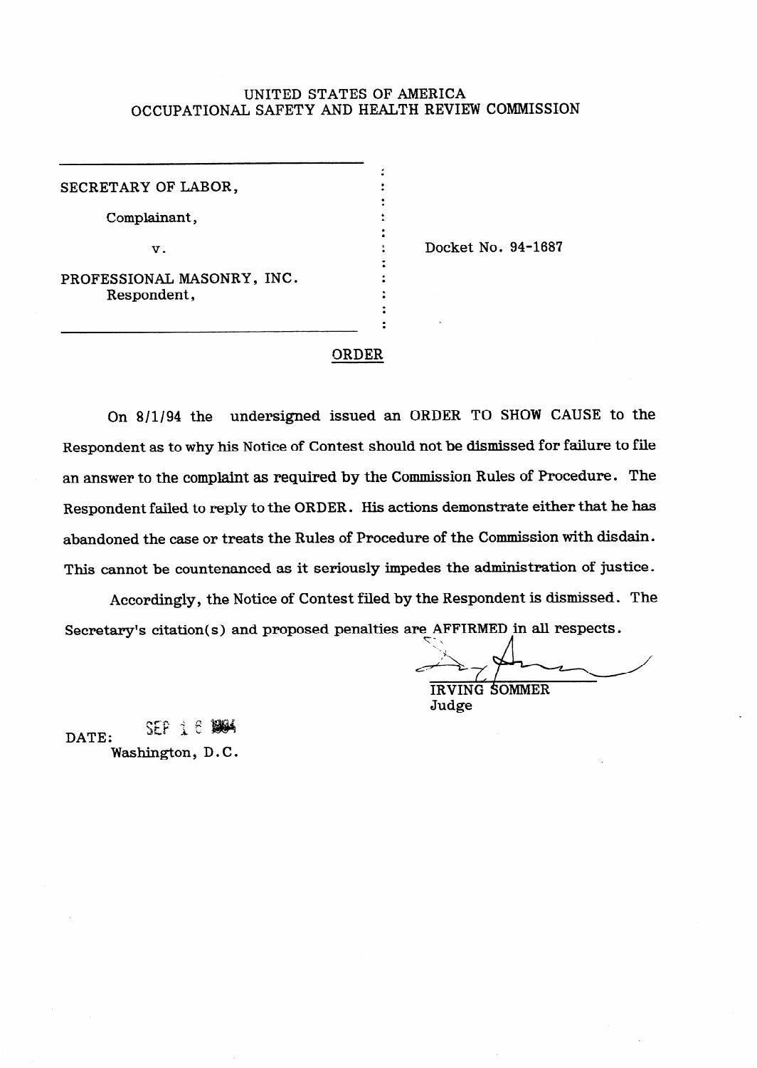UNITED STATES OF AMERICA
OCCUPATIONAL SAFETY AND HEALTH REVIEW COMMISSION

| | |
|---|---|
| SECRETARY OF LABOR,<br><br>Complainant,<br><br>v.<br><br>PROFESSIONAL MASONRY, INC.<br>Respondent, | Docket No. 94-1687 |

## ORDER

On 8/1/94 the undersigned issued an ORDER TO SHOW CAUSE to the Respondent as to why his Notice of Contest should not be dismissed for failure to file an answer to the complaint as required by the Commission Rules of Procedure. The Respondent failed to reply to the ORDER. His actions demonstrate either that he has abandoned the case or treats the Rules of Procedure of the Commission with disdain. This cannot be countenanced as it seriously impedes the administration of justice.

Accordingly, the Notice of Contest filed by the Respondent is dismissed. The Secretary's citation(s) and proposed penalties are AFFIRMED in all respects.

IRVING SOMMER
Judge

DATE: SEP 16 1994
Washington, D.C.